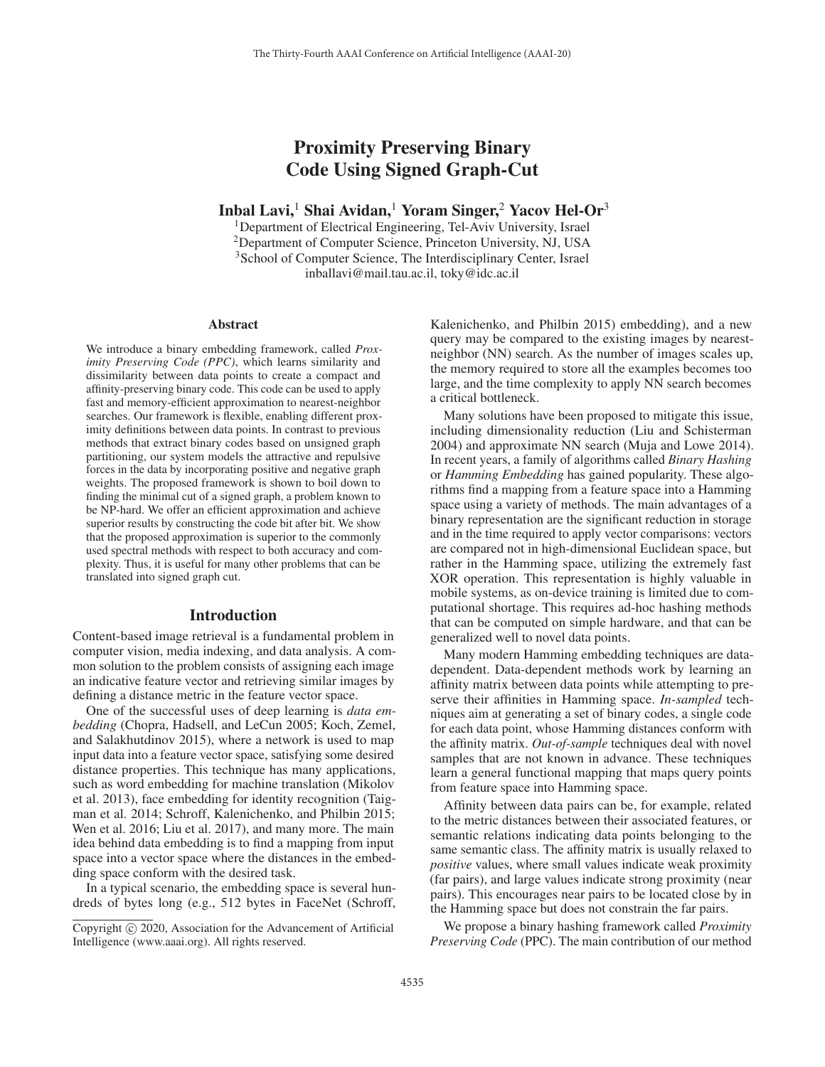# Proximity Preserving Binary Code Using Signed Graph-Cut

**Inbal Lavi,[1] Shai Avidan,[1] Yoram Singer,[2] Yacov Hel-Or[3]**

[1]Department of Electrical Engineering, Tel-Aviv University, Israel
[2]Department of Computer Science, Princeton University, NJ, USA
[3]School of Computer Science, The Interdisciplinary Center, Israel
inballavi@mail.tau.ac.il, toky@idc.ac.il

## Abstract

We introduce a binary embedding framework, called *Proximity Preserving Code (PPC)*, which learns similarity and dissimilarity between data points to create a compact and affinity-preserving binary code. This code can be used to apply fast and memory-efficient approximation to nearest-neighbor searches. Our framework is flexible, enabling different proximity definitions between data points. In contrast to previous methods that extract binary codes based on unsigned graph partitioning, our system models the attractive and repulsive forces in the data by incorporating positive and negative graph weights. The proposed framework is shown to boil down to finding the minimal cut of a signed graph, a problem known to be NP-hard. We offer an efficient approximation and achieve superior results by constructing the code bit after bit. We show that the proposed approximation is superior to the commonly used spectral methods with respect to both accuracy and complexity. Thus, it is useful for many other problems that can be translated into signed graph cut.

## Introduction

Content-based image retrieval is a fundamental problem in computer vision, media indexing, and data analysis. A common solution to the problem consists of assigning each image an indicative feature vector and retrieving similar images by defining a distance metric in the feature vector space.

One of the successful uses of deep learning is *data embedding* (Chopra, Hadsell, and LeCun 2005; Koch, Zemel, and Salakhutdinov 2015), where a network is used to map input data into a feature vector space, satisfying some desired distance properties. This technique has many applications, such as word embedding for machine translation (Mikolov et al. 2013), face embedding for identity recognition (Taigman et al. 2014; Schroff, Kalenichenko, and Philbin 2015; Wen et al. 2016; Liu et al. 2017), and many more. The main idea behind data embedding is to find a mapping from input space into a vector space where the distances in the embedding space conform with the desired task.

In a typical scenario, the embedding space is several hundreds of bytes long (e.g., 512 bytes in FaceNet (Schroff, Kalenichenko, and Philbin 2015) embedding), and a new query may be compared to the existing images by nearest-neighbor (NN) search. As the number of images scales up, the memory required to store all the examples becomes too large, and the time complexity to apply NN search becomes a critical bottleneck.

Many solutions have been proposed to mitigate this issue, including dimensionality reduction (Liu and Schisterman 2004) and approximate NN search (Muja and Lowe 2014). In recent years, a family of algorithms called *Binary Hashing* or *Hamming Embedding* has gained popularity. These algorithms find a mapping from a feature space into a Hamming space using a variety of methods. The main advantages of a binary representation are the significant reduction in storage and in the time required to apply vector comparisons: vectors are compared not in high-dimensional Euclidean space, but rather in the Hamming space, utilizing the extremely fast XOR operation. This representation is highly valuable in mobile systems, as on-device training is limited due to computational shortage. This requires ad-hoc hashing methods that can be computed on simple hardware, and that can be generalized well to novel data points.

Many modern Hamming embedding techniques are data-dependent. Data-dependent methods work by learning an affinity matrix between data points while attempting to preserve their affinities in Hamming space. *In-sampled* techniques aim at generating a set of binary codes, a single code for each data point, whose Hamming distances conform with the affinity matrix. *Out-of-sample* techniques deal with novel samples that are not known in advance. These techniques learn a general functional mapping that maps query points from feature space into Hamming space.

Affinity between data pairs can be, for example, related to the metric distances between their associated features, or semantic relations indicating data points belonging to the same semantic class. The affinity matrix is usually relaxed to *positive* values, where small values indicate weak proximity (far pairs), and large values indicate strong proximity (near pairs). This encourages near pairs to be located close by in the Hamming space but does not constrain the far pairs.

We propose a binary hashing framework called *Proximity Preserving Code* (PPC). The main contribution of our method

Copyright © 2020, Association for the Advancement of Artificial Intelligence (www.aaai.org). All rights reserved.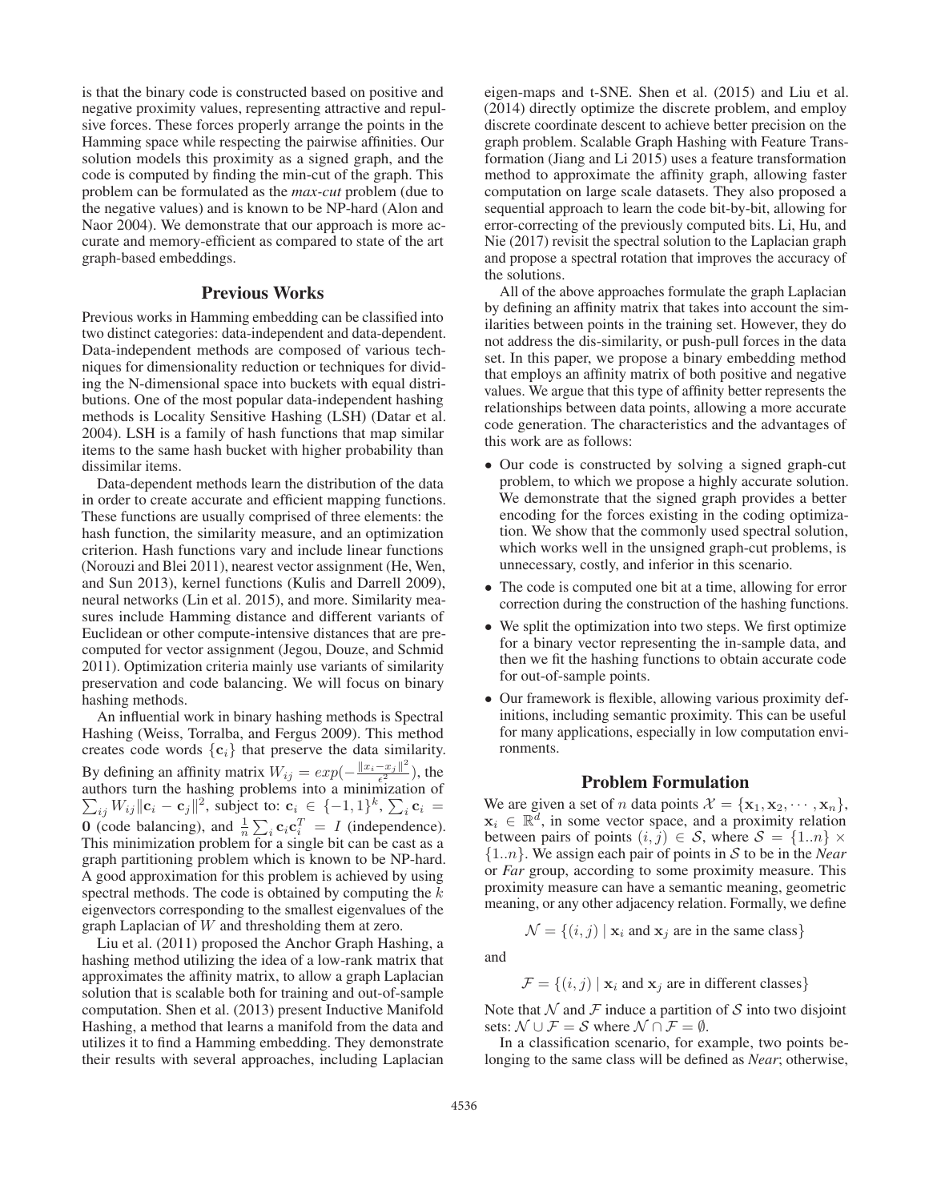is that the binary code is constructed based on positive and negative proximity values, representing attractive and repulsive forces. These forces properly arrange the points in the Hamming space while respecting the pairwise affinities. Our solution models this proximity as a signed graph, and the code is computed by finding the min-cut of the graph. This problem can be formulated as the *max-cut* problem (due to the negative values) and is known to be NP-hard (Alon and Naor 2004). We demonstrate that our approach is more accurate and memory-efficient as compared to state of the art graph-based embeddings.

## Previous Works

Previous works in Hamming embedding can be classified into two distinct categories: data-independent and data-dependent. Data-independent methods are composed of various techniques for dimensionality reduction or techniques for dividing the N-dimensional space into buckets with equal distributions. One of the most popular data-independent hashing methods is Locality Sensitive Hashing (LSH) (Datar et al. 2004). LSH is a family of hash functions that map similar items to the same hash bucket with higher probability than dissimilar items.

Data-dependent methods learn the distribution of the data in order to create accurate and efficient mapping functions. These functions are usually comprised of three elements: the hash function, the similarity measure, and an optimization criterion. Hash functions vary and include linear functions (Norouzi and Blei 2011), nearest vector assignment (He, Wen, and Sun 2013), kernel functions (Kulis and Darrell 2009), neural networks (Lin et al. 2015), and more. Similarity measures include Hamming distance and different variants of Euclidean or other compute-intensive distances that are precomputed for vector assignment (Jegou, Douze, and Schmid 2011). Optimization criteria mainly use variants of similarity preservation and code balancing. We will focus on binary hashing methods.

An influential work in binary hashing methods is Spectral Hashing (Weiss, Torralba, and Fergus 2009). This method creates code words $\{\mathbf{c}_i\}$ that preserve the data similarity. By defining an affinity matrix $W_{ij} = exp(-\frac{\|x_i - x_j\|^2}{\epsilon^2})$, the authors turn the hashing problems into a minimization of $\sum_{ij} W_{ij}\|\mathbf{c}_i - \mathbf{c}_j\|^2$, subject to: $\mathbf{c}_i \in \{-1, 1\}^k$, $\sum_i \mathbf{c}_i = \mathbf{0}$ (code balancing), and $\frac{1}{n}\sum_i \mathbf{c}_i\mathbf{c}_i^T = I$ (independence). This minimization problem for a single bit can be cast as a graph partitioning problem which is known to be NP-hard. A good approximation for this problem is achieved by using spectral methods. The code is obtained by computing the $k$ eigenvectors corresponding to the smallest eigenvalues of the graph Laplacian of $W$ and thresholding them at zero.

Liu et al. (2011) proposed the Anchor Graph Hashing, a hashing method utilizing the idea of a low-rank matrix that approximates the affinity matrix, to allow a graph Laplacian solution that is scalable both for training and out-of-sample computation. Shen et al. (2013) present Inductive Manifold Hashing, a method that learns a manifold from the data and utilizes it to find a Hamming embedding. They demonstrate their results with several approaches, including Laplacian eigen-maps and t-SNE. Shen et al. (2015) and Liu et al. (2014) directly optimize the discrete problem, and employ discrete coordinate descent to achieve better precision on the graph problem. Scalable Graph Hashing with Feature Transformation (Jiang and Li 2015) uses a feature transformation method to approximate the affinity graph, allowing faster computation on large scale datasets. They also proposed a sequential approach to learn the code bit-by-bit, allowing for error-correcting of the previously computed bits. Li, Hu, and Nie (2017) revisit the spectral solution to the Laplacian graph and propose a spectral rotation that improves the accuracy of the solutions.

All of the above approaches formulate the graph Laplacian by defining an affinity matrix that takes into account the similarities between points in the training set. However, they do not address the dis-similarity, or push-pull forces in the data set. In this paper, we propose a binary embedding method that employs an affinity matrix of both positive and negative values. We argue that this type of affinity better represents the relationships between data points, allowing a more accurate code generation. The characteristics and the advantages of this work are as follows:

- Our code is constructed by solving a signed graph-cut problem, to which we propose a highly accurate solution. We demonstrate that the signed graph provides a better encoding for the forces existing in the coding optimization. We show that the commonly used spectral solution, which works well in the unsigned graph-cut problems, is unnecessary, costly, and inferior in this scenario.
- The code is computed one bit at a time, allowing for error correction during the construction of the hashing functions.
- We split the optimization into two steps. We first optimize for a binary vector representing the in-sample data, and then we fit the hashing functions to obtain accurate code for out-of-sample points.
- Our framework is flexible, allowing various proximity definitions, including semantic proximity. This can be useful for many applications, especially in low computation environments.

## Problem Formulation

We are given a set of $n$ data points $\mathcal{X} = \{\mathbf{x}_1, \mathbf{x}_2, \cdots, \mathbf{x}_n\}$, $\mathbf{x}_i \in \mathbb{R}^d$, in some vector space, and a proximity relation between pairs of points $(i, j) \in \mathcal{S}$, where $\mathcal{S} = \{1..n\} \times \{1..n\}$. We assign each pair of points in $\mathcal{S}$ to be in the *Near* or *Far* group, according to some proximity measure. This proximity measure can have a semantic meaning, geometric meaning, or any other adjacency relation. Formally, we define

$$\mathcal{N} = \{(i, j) \mid \mathbf{x}_i \text{ and } \mathbf{x}_j \text{ are in the same class}\}$$

and

$$\mathcal{F} = \{(i, j) \mid \mathbf{x}_i \text{ and } \mathbf{x}_j \text{ are in different classes}\}$$

Note that $\mathcal{N}$ and $\mathcal{F}$ induce a partition of $\mathcal{S}$ into two disjoint sets: $\mathcal{N} \cup \mathcal{F} = \mathcal{S}$ where $\mathcal{N} \cap \mathcal{F} = \emptyset$.

In a classification scenario, for example, two points belonging to the same class will be defined as *Near*; otherwise,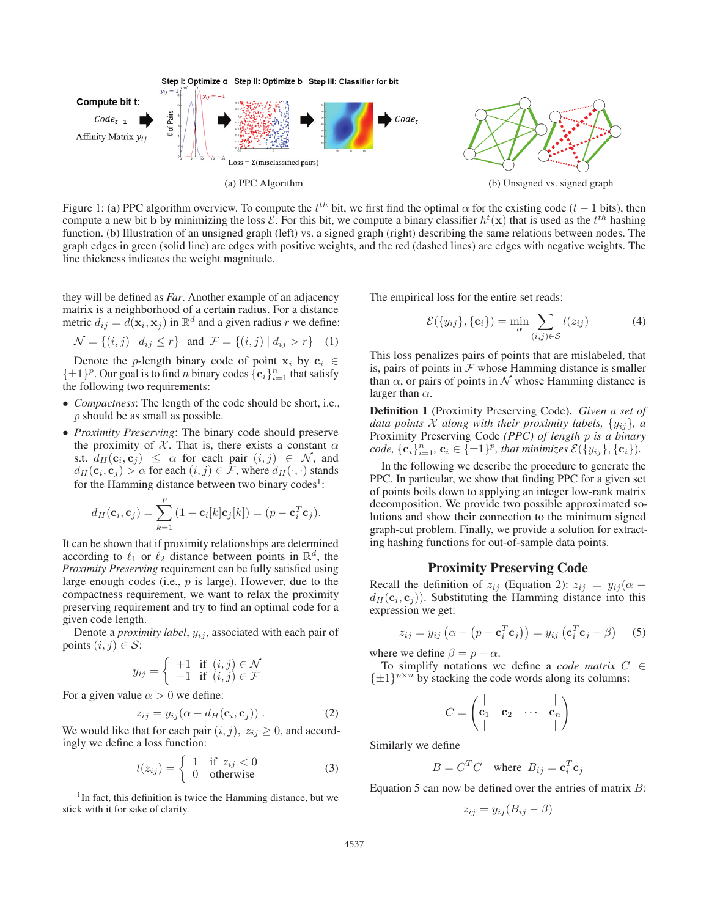(a) PPC Algorithm

(b) Unsigned vs. signed graph

Figure 1: (a) PPC algorithm overview. To compute the $t^{th}$ bit, we first find the optimal $\alpha$ for the existing code ($t-1$ bits), then compute a new bit $\mathbf{b}$ by minimizing the loss $\mathcal{E}$. For this bit, we compute a binary classifier $h^t(\mathbf{x})$ that is used as the $t^{th}$ hashing function. (b) Illustration of an unsigned graph (left) vs. a signed graph (right) describing the same relations between nodes. The graph edges in green (solid line) are edges with positive weights, and the red (dashed lines) are edges with negative weights. The line thickness indicates the weight magnitude.

they will be defined as *Far*. Another example of an adjacency matrix is a neighborhood of a certain radius. For a distance metric $d_{ij} = d(\mathbf{x}_i, \mathbf{x}_j)$ in $\mathbb{R}^d$ and a given radius $r$ we define:

$$\mathcal{N} = \{(i,j) \mid d_{ij} \leq r\} \quad \text{and} \quad \mathcal{F} = \{(i,j) \mid d_{ij} > r\} \quad (1)$$

Denote the $p$-length binary code of point $\mathbf{x}_i$ by $\mathbf{c}_i \in \{\pm 1\}^p$. Our goal is to find $n$ binary codes $\{\mathbf{c}_i\}_{i=1}^n$ that satisfy the following two requirements:

- *Compactness*: The length of the code should be short, i.e., $p$ should be as small as possible.
- *Proximity Preserving*: The binary code should preserve the proximity of $\mathcal{X}$. That is, there exists a constant $\alpha$ s.t. $d_H(\mathbf{c}_i, \mathbf{c}_j) \leq \alpha$ for each pair $(i,j) \in \mathcal{N}$, and $d_H(\mathbf{c}_i, \mathbf{c}_j) > \alpha$ for each $(i,j) \in \mathcal{F}$, where $d_H(\cdot,\cdot)$ stands for the Hamming distance between two binary codes[1]:

$$d_H(\mathbf{c}_i, \mathbf{c}_j) = \sum_{k=1}^{p} (1 - \mathbf{c}_i[k]\mathbf{c}_j[k]) = (p - \mathbf{c}_i^T \mathbf{c}_j).$$

It can be shown that if proximity relationships are determined according to $\ell_1$ or $\ell_2$ distance between points in $\mathbb{R}^d$, the *Proximity Preserving* requirement can be fully satisfied using large enough codes (i.e., $p$ is large). However, due to the compactness requirement, we want to relax the proximity preserving requirement and try to find an optimal code for a given code length.

Denote a *proximity label*, $y_{ij}$, associated with each pair of points $(i,j) \in \mathcal{S}$:

$$y_{ij} = \begin{cases} +1 & \text{if } (i,j) \in \mathcal{N} \\ -1 & \text{if } (i,j) \in \mathcal{F} \end{cases}$$

For a given value $\alpha > 0$ we define:

$$z_{ij} = y_{ij}(\alpha - d_H(\mathbf{c}_i, \mathbf{c}_j)) \,. \quad (2)$$

We would like that for each pair $(i,j)$, $z_{ij} \geq 0$, and accordingly we define a loss function:

$$l(z_{ij}) = \begin{cases} 1 & \text{if } z_{ij} < 0 \\ 0 & \text{otherwise} \end{cases} \quad (3)$$

[1] In fact, this definition is twice the Hamming distance, but we stick with it for sake of clarity.

The empirical loss for the entire set reads:

$$\mathcal{E}(\{y_{ij}\}, \{\mathbf{c}_i\}) = \min_{\alpha} \sum_{(i,j) \in \mathcal{S}} l(z_{ij}) \quad (4)$$

This loss penalizes pairs of points that are mislabeled, that is, pairs of points in $\mathcal{F}$ whose Hamming distance is smaller than $\alpha$, or pairs of points in $\mathcal{N}$ whose Hamming distance is larger than $\alpha$.

**Definition 1** (Proximity Preserving Code). *Given a set of data points $\mathcal{X}$ along with their proximity labels, $\{y_{ij}\}$, a* Proximity Preserving Code *(PPC) of length $p$ is a binary code, $\{\mathbf{c}_i\}_{i=1}^n$, $\mathbf{c}_i \in \{\pm 1\}^p$, that minimizes $\mathcal{E}(\{y_{ij}\}, \{\mathbf{c}_i\})$.*

In the following we describe the procedure to generate the PPC. In particular, we show that finding PPC for a given set of points boils down to applying an integer low-rank matrix decomposition. We provide two possible approximated solutions and show their connection to the minimum signed graph-cut problem. Finally, we provide a solution for extracting hashing functions for out-of-sample data points.

## Proximity Preserving Code

Recall the definition of $z_{ij}$ (Equation 2): $z_{ij} = y_{ij}(\alpha - d_H(\mathbf{c}_i, \mathbf{c}_j))$. Substituting the Hamming distance into this expression we get:

$$z_{ij} = y_{ij}\left(\alpha - (p - \mathbf{c}_i^T \mathbf{c}_j)\right) = y_{ij}\left(\mathbf{c}_i^T \mathbf{c}_j - \beta\right) \quad (5)$$

where we define $\beta = p - \alpha$.

To simplify notations we define a *code matrix* $C \in \{\pm 1\}^{p \times n}$ by stacking the code words along its columns:

$$C = \begin{pmatrix} | & | & & | \\ \mathbf{c}_1 & \mathbf{c}_2 & \cdots & \mathbf{c}_n \\ | & | & & | \end{pmatrix}$$

Similarly we define

$$B = C^T C \quad \text{where} \quad B_{ij} = \mathbf{c}_i^T \mathbf{c}_j$$

Equation 5 can now be defined over the entries of matrix $B$:

$$z_{ij} = y_{ij}(B_{ij} - \beta)$$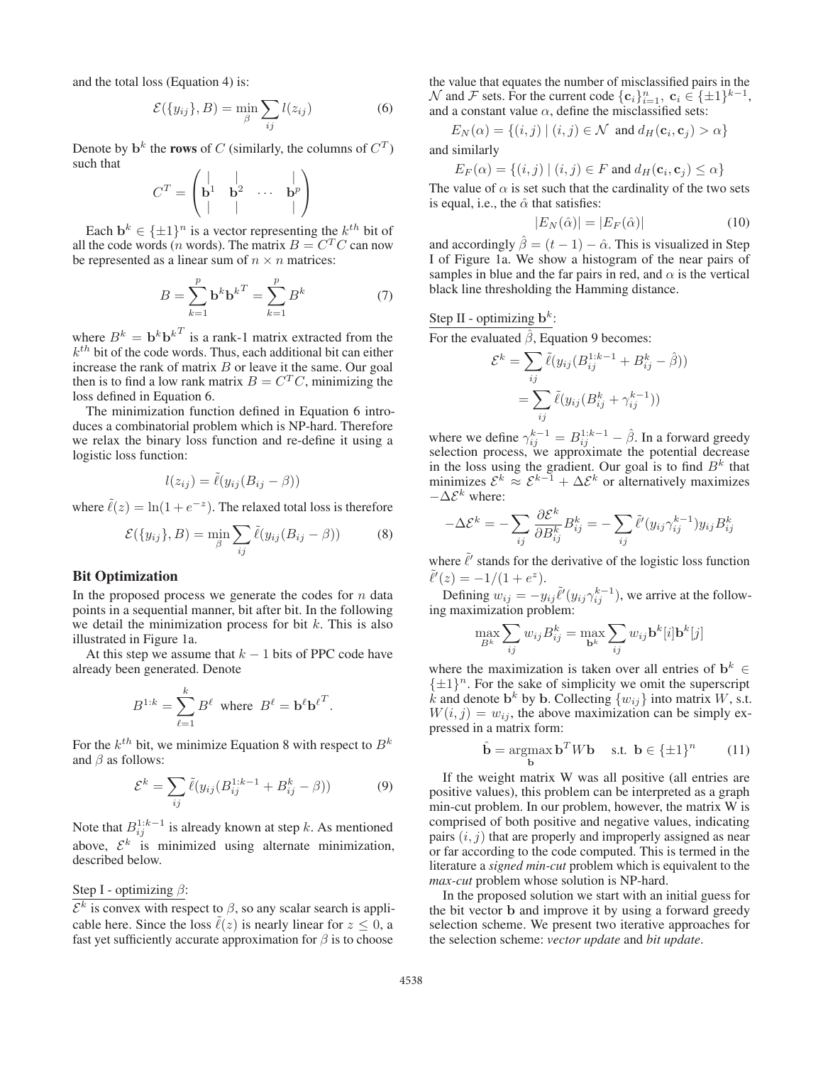and the total loss (Equation 4) is:

$$\mathcal{E}(\{y_{ij}\}, B) = \min_{\beta} \sum_{ij} l(z_{ij}) \tag{6}$$

Denote by $\mathbf{b}^k$ the **rows** of $C$ (similarly, the columns of $C^T$) such that

$$C^T = \begin{pmatrix} | & | & & | \\ \mathbf{b}^1 & \mathbf{b}^2 & \cdots & \mathbf{b}^p \\ | & | & & | \end{pmatrix}$$

Each $\mathbf{b}^k \in \{\pm 1\}^n$ is a vector representing the $k^{th}$ bit of all the code words ($n$ words). The matrix $B = C^T C$ can now be represented as a linear sum of $n \times n$ matrices:

$$B = \sum_{k=1}^{p} \mathbf{b}^k {\mathbf{b}^k}^T = \sum_{k=1}^{p} B^k \tag{7}$$

where $B^k = \mathbf{b}^k {\mathbf{b}^k}^T$ is a rank-1 matrix extracted from the $k^{th}$ bit of the code words. Thus, each additional bit can either increase the rank of matrix $B$ or leave it the same. Our goal then is to find a low rank matrix $B = C^T C$, minimizing the loss defined in Equation 6.

The minimization function defined in Equation 6 introduces a combinatorial problem which is NP-hard. Therefore we relax the binary loss function and re-define it using a logistic loss function:

$$l(z_{ij}) = \tilde{\ell}(y_{ij}(B_{ij} - \beta))$$

where $\tilde{\ell}(z) = \ln(1 + e^{-z})$. The relaxed total loss is therefore

$$\mathcal{E}(\{y_{ij}\}, B) = \min_{\beta} \sum_{ij} \tilde{\ell}(y_{ij}(B_{ij} - \beta)) \tag{8}$$

## Bit Optimization

In the proposed process we generate the codes for $n$ data points in a sequential manner, bit after bit. In the following we detail the minimization process for bit $k$. This is also illustrated in Figure 1a.

At this step we assume that $k-1$ bits of PPC code have already been generated. Denote

$$B^{1:k} = \sum_{\ell=1}^{k} B^{\ell} \text{ where } B^{\ell} = \mathbf{b}^{\ell} {\mathbf{b}^{\ell}}^T.$$

For the $k^{th}$ bit, we minimize Equation 8 with respect to $B^k$ and $\beta$ as follows:

$$\mathcal{E}^k = \sum_{ij} \tilde{\ell}(y_{ij}(B^{1:k-1}_{ij} + B^k_{ij} - \beta)) \tag{9}$$

Note that $B^{1:k-1}_{ij}$ is already known at step $k$. As mentioned above, $\mathcal{E}^k$ is minimized using alternate minimization, described below.

Step I - optimizing $\beta$:

$\mathcal{E}^k$ is convex with respect to $\beta$, so any scalar search is applicable here. Since the loss $\tilde{\ell}(z)$ is nearly linear for $z \le 0$, a fast yet sufficiently accurate approximation for $\beta$ is to choose the value that equates the number of misclassified pairs in the $\mathcal{N}$ and $\mathcal{F}$ sets. For the current code $\{\mathbf{c}_i\}_{i=1}^n$, $\mathbf{c}_i \in \{\pm 1\}^{k-1}$, and a constant value $\alpha$, define the misclassified sets:

$$E_N(\alpha) = \{(i,j) \mid (i,j) \in \mathcal{N} \text{ and } d_H(\mathbf{c}_i, \mathbf{c}_j) > \alpha\}$$

and similarly

$$E_F(\alpha) = \{(i,j) \mid (i,j) \in F \text{ and } d_H(\mathbf{c}_i, \mathbf{c}_j) \le \alpha\}$$

The value of $\alpha$ is set such that the cardinality of the two sets is equal, i.e., the $\hat{\alpha}$ that satisfies:

$$|E_N(\hat{\alpha})| = |E_F(\hat{\alpha})| \tag{10}$$

and accordingly $\hat{\beta} = (t-1) - \hat{\alpha}$. This is visualized in Step I of Figure 1a. We show a histogram of the near pairs of samples in blue and the far pairs in red, and $\alpha$ is the vertical black line thresholding the Hamming distance.

Step II - optimizing $\mathbf{b}^k$:

For the evaluated $\hat{\beta}$, Equation 9 becomes:

$$\begin{aligned} \mathcal{E}^k &= \sum_{ij} \tilde{\ell}(y_{ij}(B^{1:k-1}_{ij} + B^k_{ij} - \hat{\beta})) \\ &= \sum_{ij} \tilde{\ell}(y_{ij}(B^k_{ij} + \gamma^{k-1}_{ij})) \end{aligned}$$

where we define $\gamma^{k-1}_{ij} = B^{1:k-1}_{ij} - \hat{\beta}$. In a forward greedy selection process, we approximate the potential decrease in the loss using the gradient. Our goal is to find $B^k$ that minimizes $\mathcal{E}^k \approx \mathcal{E}^{k-1} + \Delta\mathcal{E}^k$ or alternatively maximizes $-\Delta\mathcal{E}^k$ where:

$$-\Delta\mathcal{E}^k = -\sum_{ij} \frac{\partial \mathcal{E}^k}{\partial B^k_{ij}} B^k_{ij} = -\sum_{ij} \tilde{\ell}'(y_{ij}\gamma^{k-1}_{ij}) y_{ij} B^k_{ij}$$

where $\tilde{\ell}'$ stands for the derivative of the logistic loss function $\tilde{\ell}'(z) = -1/(1 + e^z)$.

Defining $w_{ij} = -y_{ij}\tilde{\ell}'(y_{ij}\gamma^{k-1}_{ij})$, we arrive at the following maximization problem:

$$\max_{B^k} \sum_{ij} w_{ij} B^k_{ij} = \max_{\mathbf{b}^k} \sum_{ij} w_{ij} \mathbf{b}^k[i] \mathbf{b}^k[j]$$

where the maximization is taken over all entries of $\mathbf{b}^k \in \{\pm 1\}^n$. For the sake of simplicity we omit the superscript $k$ and denote $\mathbf{b}^k$ by $\mathbf{b}$. Collecting $\{w_{ij}\}$ into matrix $W$, s.t. $W(i,j) = w_{ij}$, the above maximization can be simply expressed in a matrix form:

$$\hat{\mathbf{b}} = \operatorname*{argmax}_{\mathbf{b}} \mathbf{b}^T W \mathbf{b} \quad \text{s.t. } \mathbf{b} \in \{\pm 1\}^n \tag{11}$$

If the weight matrix W was all positive (all entries are positive values), this problem can be interpreted as a graph min-cut problem. In our problem, however, the matrix W is comprised of both positive and negative values, indicating pairs $(i,j)$ that are properly and improperly assigned as near or far according to the code computed. This is termed in the literature a *signed min-cut* problem which is equivalent to the *max-cut* problem whose solution is NP-hard.

In the proposed solution we start with an initial guess for the bit vector $\mathbf{b}$ and improve it by using a forward greedy selection scheme. We present two iterative approaches for the selection scheme: *vector update* and *bit update*.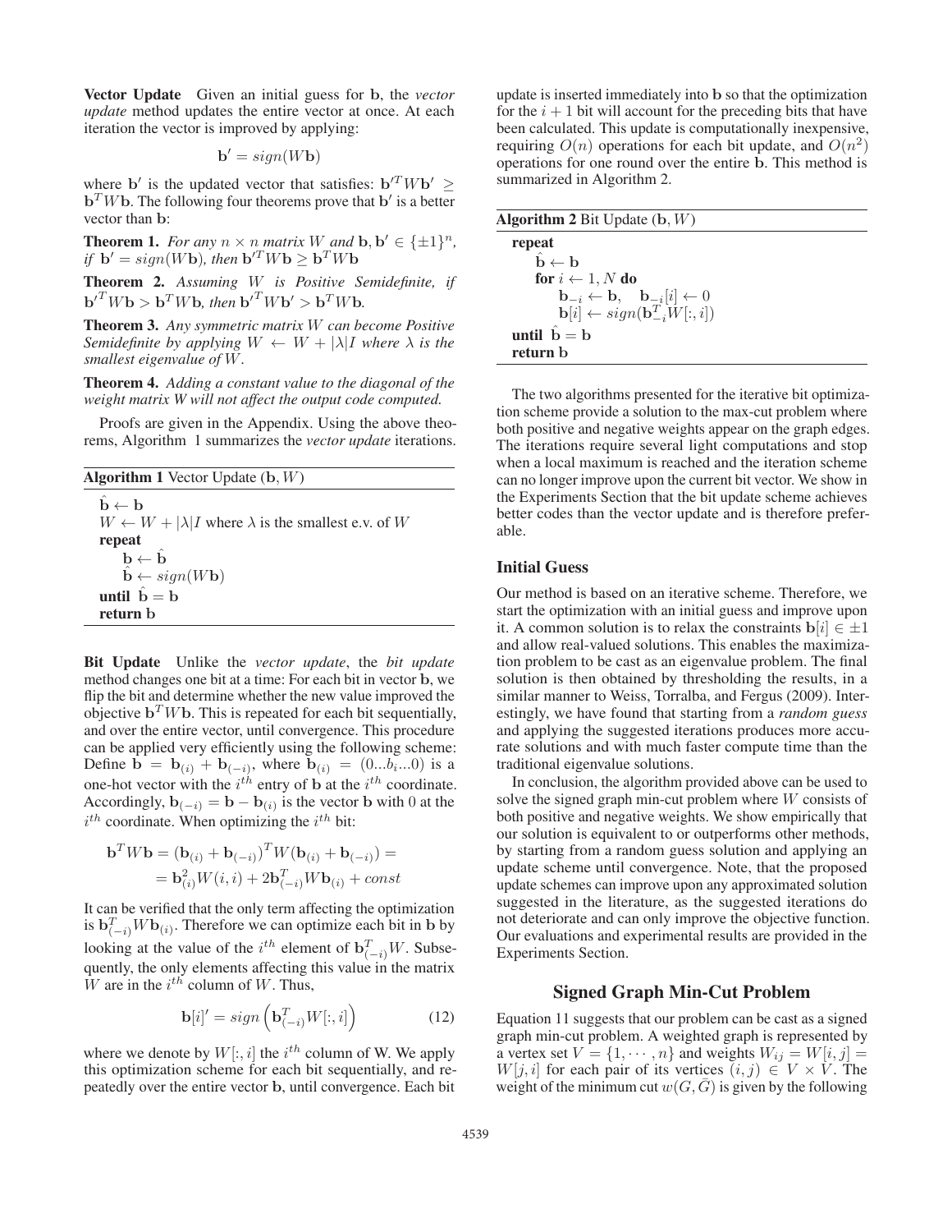**Vector Update** Given an initial guess for $\mathbf{b}$, the *vector update* method updates the entire vector at once. At each iteration the vector is improved by applying:

$$\mathbf{b}' = sign(W\mathbf{b})$$

where $\mathbf{b}'$ is the updated vector that satisfies: $\mathbf{b}'^T W \mathbf{b}' \geq \mathbf{b}^T W \mathbf{b}$. The following four theorems prove that $\mathbf{b}'$ is a better vector than $\mathbf{b}$:

**Theorem 1.** *For any $n \times n$ matrix $W$ and $\mathbf{b}, \mathbf{b}' \in \{\pm 1\}^n$, if $\mathbf{b}' = sign(W\mathbf{b})$, then $\mathbf{b}'^T W \mathbf{b} \geq \mathbf{b}^T W \mathbf{b}$*

**Theorem 2.** *Assuming $W$ is Positive Semidefinite, if $\mathbf{b}'^T W \mathbf{b} > \mathbf{b}^T W \mathbf{b}$, then $\mathbf{b}'^T W \mathbf{b}' > \mathbf{b}^T W \mathbf{b}$.*

**Theorem 3.** *Any symmetric matrix $W$ can become Positive Semidefinite by applying $W \leftarrow W + |\lambda| I$ where $\lambda$ is the smallest eigenvalue of $W$.*

**Theorem 4.** *Adding a constant value to the diagonal of the weight matrix W will not affect the output code computed.*

Proofs are given in the Appendix. Using the above theorems, Algorithm 1 summarizes the *vector update* iterations.

**Algorithm 1** Vector Update ($\mathbf{b}, W$)

```
b̂ ← b
W ← W + |λ|I where λ is the smallest e.v. of W
repeat
    b ← b̂
    b̂ ← sign(Wb)
until b̂ = b
return b
```

**Bit Update** Unlike the *vector update*, the *bit update* method changes one bit at a time: For each bit in vector $\mathbf{b}$, we flip the bit and determine whether the new value improved the objective $\mathbf{b}^T W \mathbf{b}$. This is repeated for each bit sequentially, and over the entire vector, until convergence. This procedure can be applied very efficiently using the following scheme: Define $\mathbf{b} = \mathbf{b}_{(i)} + \mathbf{b}_{(-i)}$, where $\mathbf{b}_{(i)} = (0...b_i...0)$ is a one-hot vector with the $i^{th}$ entry of $\mathbf{b}$ at the $i^{th}$ coordinate. Accordingly, $\mathbf{b}_{(-i)} = \mathbf{b} - \mathbf{b}_{(i)}$ is the vector $\mathbf{b}$ with 0 at the $i^{th}$ coordinate. When optimizing the $i^{th}$ bit:

$$\begin{aligned}\mathbf{b}^T W \mathbf{b} &= (\mathbf{b}_{(i)} + \mathbf{b}_{(-i)})^T W (\mathbf{b}_{(i)} + \mathbf{b}_{(-i)}) = \\ &= \mathbf{b}_{(i)}^2 W(i,i) + 2\mathbf{b}_{(-i)}^T W \mathbf{b}_{(i)} + const\end{aligned}$$

It can be verified that the only term affecting the optimization is $\mathbf{b}_{(-i)}^T W \mathbf{b}_{(i)}$. Therefore we can optimize each bit in $\mathbf{b}$ by looking at the value of the $i^{th}$ element of $\mathbf{b}_{(-i)}^T W$. Subsequently, the only elements affecting this value in the matrix $W$ are in the $i^{th}$ column of $W$. Thus,

$$\mathbf{b}[i]' = sign\left(\mathbf{b}_{(-i)}^T W[:,i]\right) \tag{12}$$

where we denote by $W[:,i]$ the $i^{th}$ column of W. We apply this optimization scheme for each bit sequentially, and repeatedly over the entire vector $\mathbf{b}$, until convergence. Each bit update is inserted immediately into $\mathbf{b}$ so that the optimization for the $i+1$ bit will account for the preceding bits that have been calculated. This update is computationally inexpensive, requiring $O(n)$ operations for each bit update, and $O(n^2)$ operations for one round over the entire $\mathbf{b}$. This method is summarized in Algorithm 2.

**Algorithm 2** Bit Update ($\mathbf{b}, W$)

```
repeat
    b̂ ← b
    for i ← 1, N do
        b_{-i} ← b,   b_{-i}[i] ← 0
        b[i] ← sign(b_{-i}^T W[:, i])
until b̂ = b
return b
```

The two algorithms presented for the iterative bit optimization scheme provide a solution to the max-cut problem where both positive and negative weights appear on the graph edges. The iterations require several light computations and stop when a local maximum is reached and the iteration scheme can no longer improve upon the current bit vector. We show in the Experiments Section that the bit update scheme achieves better codes than the vector update and is therefore preferable.

## Initial Guess

Our method is based on an iterative scheme. Therefore, we start the optimization with an initial guess and improve upon it. A common solution is to relax the constraints $\mathbf{b}[i] \in \pm 1$ and allow real-valued solutions. This enables the maximization problem to be cast as an eigenvalue problem. The final solution is then obtained by thresholding the results, in a similar manner to Weiss, Torralba, and Fergus (2009). Interestingly, we have found that starting from a *random guess* and applying the suggested iterations produces more accurate solutions and with much faster compute time than the traditional eigenvalue solutions.

In conclusion, the algorithm provided above can be used to solve the signed graph min-cut problem where $W$ consists of both positive and negative weights. We show empirically that our solution is equivalent to or outperforms other methods, by starting from a random guess solution and applying an update scheme until convergence. Note, that the proposed update schemes can improve upon any approximated solution suggested in the literature, as the suggested iterations do not deteriorate and can only improve the objective function. Our evaluations and experimental results are provided in the Experiments Section.

## Signed Graph Min-Cut Problem

Equation 11 suggests that our problem can be cast as a signed graph min-cut problem. A weighted graph is represented by a vertex set $V = \{1, \cdots, n\}$ and weights $W_{ij} = W[i,j] = W[j,i]$ for each pair of its vertices $(i,j) \in V \times V$. The weight of the minimum cut $w(G, \bar{G})$ is given by the following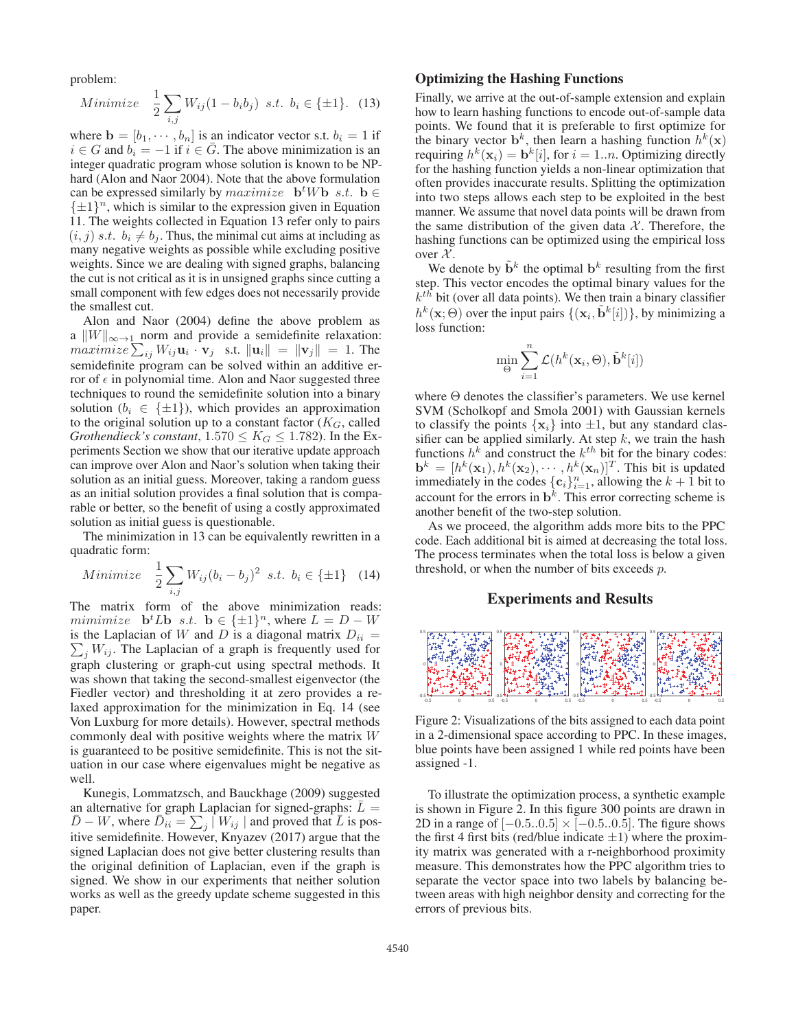problem:

$$\textit{Minimize} \quad \frac{1}{2}\sum_{i,j} W_{ij}(1 - b_i b_j) \;\; s.t. \;\; b_i \in \{\pm 1\}. \quad (13)$$

where $\mathbf{b} = [b_1, \cdots, b_n]$ is an indicator vector s.t. $b_i = 1$ if $i \in G$ and $b_i = -1$ if $i \in \bar{G}$. The above minimization is an integer quadratic program whose solution is known to be NP-hard (Alon and Naor 2004). Note that the above formulation can be expressed similarly by $maximize \;\; \mathbf{b}^t W \mathbf{b} \;\; s.t. \;\; \mathbf{b} \in \{\pm 1\}^n$, which is similar to the expression given in Equation 11. The weights collected in Equation 13 refer only to pairs $(i, j) \; s.t. \; b_i \neq b_j$. Thus, the minimal cut aims at including as many negative weights as possible while excluding positive weights. Since we are dealing with signed graphs, balancing the cut is not critical as it is in unsigned graphs since cutting a small component with few edges does not necessarily provide the smallest cut.

Alon and Naor (2004) define the above problem as a $\|W\|_{\infty \to 1}$ norm and provide a semidefinite relaxation: $maximize \sum_{ij} W_{ij} \mathbf{u}_i \cdot \mathbf{v}_j$ s.t. $\|\mathbf{u}_i\| = \|\mathbf{v}_j\| = 1$. The semidefinite program can be solved within an additive error of $\epsilon$ in polynomial time. Alon and Naor suggested three techniques to round the semidefinite solution into a binary solution ($b_i \in \{\pm 1\}$), which provides an approximation to the original solution up to a constant factor ($K_G$, called *Grothendieck's constant*, $1.570 \leq K_G \leq 1.782$). In the Experiments Section we show that our iterative update approach can improve over Alon and Naor's solution when taking their solution as an initial guess. Moreover, taking a random guess as an initial solution provides a final solution that is comparable or better, so the benefit of using a costly approximated solution as initial guess is questionable.

The minimization in 13 can be equivalently rewritten in a quadratic form:

$$\textit{Minimize} \quad \frac{1}{2}\sum_{i,j} W_{ij}(b_i - b_j)^2 \;\; s.t. \;\; b_i \in \{\pm 1\} \quad (14)$$

The matrix form of the above minimization reads: $mimimize \;\; \mathbf{b}^t L \mathbf{b} \;\; s.t. \;\; \mathbf{b} \in \{\pm 1\}^n$, where $L = D - W$ is the Laplacian of $W$ and $D$ is a diagonal matrix $D_{ii} = \sum_j W_{ij}$. The Laplacian of a graph is frequently used for graph clustering or graph-cut using spectral methods. It was shown that taking the second-smallest eigenvector (the Fiedler vector) and thresholding it at zero provides a relaxed approximation for the minimization in Eq. 14 (see Von Luxburg for more details). However, spectral methods commonly deal with positive weights where the matrix $W$ is guaranteed to be positive semidefinite. This is not the situation in our case where eigenvalues might be negative as well.

Kunegis, Lommatzsch, and Bauckhage (2009) suggested an alternative for graph Laplacian for signed-graphs: $\bar{L} = \bar{D} - W$, where $\bar{D}_{ii} = \sum_j | W_{ij} |$ and proved that $\bar{L}$ is positive semidefinite. However, Knyazev (2017) argue that the signed Laplacian does not give better clustering results than the original definition of Laplacian, even if the graph is signed. We show in our experiments that neither solution works as well as the greedy update scheme suggested in this paper.

### Optimizing the Hashing Functions

Finally, we arrive at the out-of-sample extension and explain how to learn hashing functions to encode out-of-sample data points. We found that it is preferable to first optimize for the binary vector $\mathbf{b}^k$, then learn a hashing function $h^k(\mathbf{x})$ requiring $h^k(\mathbf{x}_i) = \mathbf{b}^k[i]$, for $i = 1..n$. Optimizing directly for the hashing function yields a non-linear optimization that often provides inaccurate results. Splitting the optimization into two steps allows each step to be exploited in the best manner. We assume that novel data points will be drawn from the same distribution of the given data $\mathcal{X}$. Therefore, the hashing functions can be optimized using the empirical loss over $\mathcal{X}$.

We denote by $\tilde{\mathbf{b}}^k$ the optimal $\mathbf{b}^k$ resulting from the first step. This vector encodes the optimal binary values for the $k^{th}$ bit (over all data points). We then train a binary classifier $h^k(\mathbf{x}; \Theta)$ over the input pairs $\{(\mathbf{x}_i, \tilde{\mathbf{b}}^k[i])\}$, by minimizing a loss function:

$$\min_{\Theta} \sum_{i=1}^{n} \mathcal{L}(h^k(\mathbf{x}_i, \Theta), \tilde{\mathbf{b}}^k[i])$$

where $\Theta$ denotes the classifier's parameters. We use kernel SVM (Scholkopf and Smola 2001) with Gaussian kernels to classify the points $\{\mathbf{x}_i\}$ into $\pm 1$, but any standard classifier can be applied similarly. At step $k$, we train the hash functions $h^k$ and construct the $k^{th}$ bit for the binary codes: $\mathbf{b}^k = [h^k(\mathbf{x}_1), h^k(\mathbf{x}_2), \cdots, h^k(\mathbf{x}_n)]^T$. This bit is updated immediately in the codes $\{\mathbf{c}_i\}_{i=1}^n$, allowing the $k+1$ bit to account for the errors in $\mathbf{b}^k$. This error correcting scheme is another benefit of the two-step solution.

As we proceed, the algorithm adds more bits to the PPC code. Each additional bit is aimed at decreasing the total loss. The process terminates when the total loss is below a given threshold, or when the number of bits exceeds $p$.

## Experiments and Results

Figure 2: Visualizations of the bits assigned to each data point in a 2-dimensional space according to PPC. In these images, blue points have been assigned 1 while red points have been assigned -1.

To illustrate the optimization process, a synthetic example is shown in Figure 2. In this figure 300 points are drawn in 2D in a range of $[-0.5..0.5] \times [-0.5..0.5]$. The figure shows the first 4 first bits (red/blue indicate $\pm 1$) where the proximity matrix was generated with a r-neighborhood proximity measure. This demonstrates how the PPC algorithm tries to separate the vector space into two labels by balancing between areas with high neighbor density and correcting for the errors of previous bits.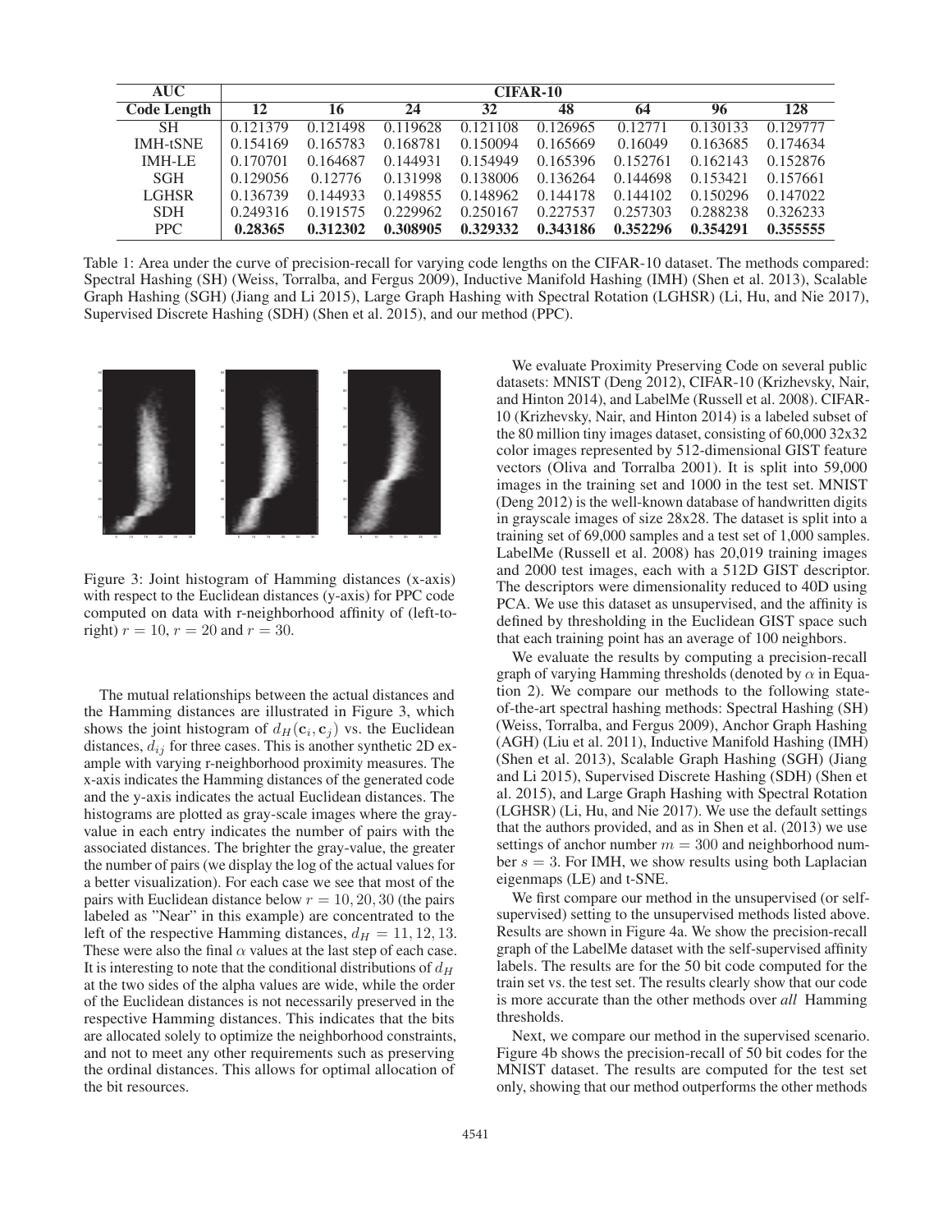| AUC | CIFAR-10 | | | | | | | |
|---|---|---|---|---|---|---|---|---|
| Code Length | 12 | 16 | 24 | 32 | 48 | 64 | 96 | 128 |
| SH | 0.121379 | 0.121498 | 0.119628 | 0.121108 | 0.126965 | 0.12771 | 0.130133 | 0.129777 |
| IMH-tSNE | 0.154169 | 0.165783 | 0.168781 | 0.150094 | 0.165669 | 0.16049 | 0.163685 | 0.174634 |
| IMH-LE | 0.170701 | 0.164687 | 0.144931 | 0.154949 | 0.165396 | 0.152761 | 0.162143 | 0.152876 |
| SGH | 0.129056 | 0.12776 | 0.131998 | 0.138006 | 0.136264 | 0.144698 | 0.153421 | 0.157661 |
| LGHSR | 0.136739 | 0.144933 | 0.149855 | 0.148962 | 0.144178 | 0.144102 | 0.150296 | 0.147022 |
| SDH | 0.249316 | 0.191575 | 0.229962 | 0.250167 | 0.227537 | 0.257303 | 0.288238 | 0.326233 |
| PPC | **0.28365** | **0.312302** | **0.308905** | **0.329332** | **0.343186** | **0.352296** | **0.354291** | **0.355555** |

Table 1: Area under the curve of precision-recall for varying code lengths on the CIFAR-10 dataset. The methods compared: Spectral Hashing (SH) (Weiss, Torralba, and Fergus 2009), Inductive Manifold Hashing (IMH) (Shen et al. 2013), Scalable Graph Hashing (SGH) (Jiang and Li 2015), Large Graph Hashing with Spectral Rotation (LGHSR) (Li, Hu, and Nie 2017), Supervised Discrete Hashing (SDH) (Shen et al. 2015), and our method (PPC).

Figure 3: Joint histogram of Hamming distances (x-axis) with respect to the Euclidean distances (y-axis) for PPC code computed on data with r-neighborhood affinity of (left-to-right) $r = 10$, $r = 20$ and $r = 30$.

The mutual relationships between the actual distances and the Hamming distances are illustrated in Figure 3, which shows the joint histogram of $d_H(\mathbf{c}_i, \mathbf{c}_j)$ vs. the Euclidean distances, $d_{ij}$ for three cases. This is another synthetic 2D example with varying r-neighborhood proximity measures. The x-axis indicates the Hamming distances of the generated code and the y-axis indicates the actual Euclidean distances. The histograms are plotted as gray-scale images where the gray-value in each entry indicates the number of pairs with the associated distances. The brighter the gray-value, the greater the number of pairs (we display the log of the actual values for a better visualization). For each case we see that most of the pairs with Euclidean distance below $r = 10, 20, 30$ (the pairs labeled as "Near" in this example) are concentrated to the left of the respective Hamming distances, $d_H = 11, 12, 13$. These were also the final $\alpha$ values at the last step of each case. It is interesting to note that the conditional distributions of $d_H$ at the two sides of the alpha values are wide, while the order of the Euclidean distances is not necessarily preserved in the respective Hamming distances. This indicates that the bits are allocated solely to optimize the neighborhood constraints, and not to meet any other requirements such as preserving the ordinal distances. This allows for optimal allocation of the bit resources.

We evaluate Proximity Preserving Code on several public datasets: MNIST (Deng 2012), CIFAR-10 (Krizhevsky, Nair, and Hinton 2014), and LabelMe (Russell et al. 2008). CIFAR-10 (Krizhevsky, Nair, and Hinton 2014) is a labeled subset of the 80 million tiny images dataset, consisting of 60,000 32x32 color images represented by 512-dimensional GIST feature vectors (Oliva and Torralba 2001). It is split into 59,000 images in the training set and 1000 in the test set. MNIST (Deng 2012) is the well-known database of handwritten digits in grayscale images of size 28x28. The dataset is split into a training set of 69,000 samples and a test set of 1,000 samples. LabelMe (Russell et al. 2008) has 20,019 training images and 2000 test images, each with a 512D GIST descriptor. The descriptors were dimensionality reduced to 40D using PCA. We use this dataset as unsupervised, and the affinity is defined by thresholding in the Euclidean GIST space such that each training point has an average of 100 neighbors.

We evaluate the results by computing a precision-recall graph of varying Hamming thresholds (denoted by $\alpha$ in Equation 2). We compare our methods to the following state-of-the-art spectral hashing methods: Spectral Hashing (SH) (Weiss, Torralba, and Fergus 2009), Anchor Graph Hashing (AGH) (Liu et al. 2011), Inductive Manifold Hashing (IMH) (Shen et al. 2013), Scalable Graph Hashing (SGH) (Jiang and Li 2015), Supervised Discrete Hashing (SDH) (Shen et al. 2015), and Large Graph Hashing with Spectral Rotation (LGHSR) (Li, Hu, and Nie 2017). We use the default settings that the authors provided, and as in Shen et al. (2013) we use settings of anchor number $m = 300$ and neighborhood number $s = 3$. For IMH, we show results using both Laplacian eigenmaps (LE) and t-SNE.

We first compare our method in the unsupervised (or self-supervised) setting to the unsupervised methods listed above. Results are shown in Figure 4a. We show the precision-recall graph of the LabelMe dataset with the self-supervised affinity labels. The results are for the 50 bit code computed for the train set vs. the test set. The results clearly show that our code is more accurate than the other methods over *all* Hamming thresholds.

Next, we compare our method in the supervised scenario. Figure 4b shows the precision-recall of 50 bit codes for the MNIST dataset. The results are computed for the test set only, showing that our method outperforms the other methods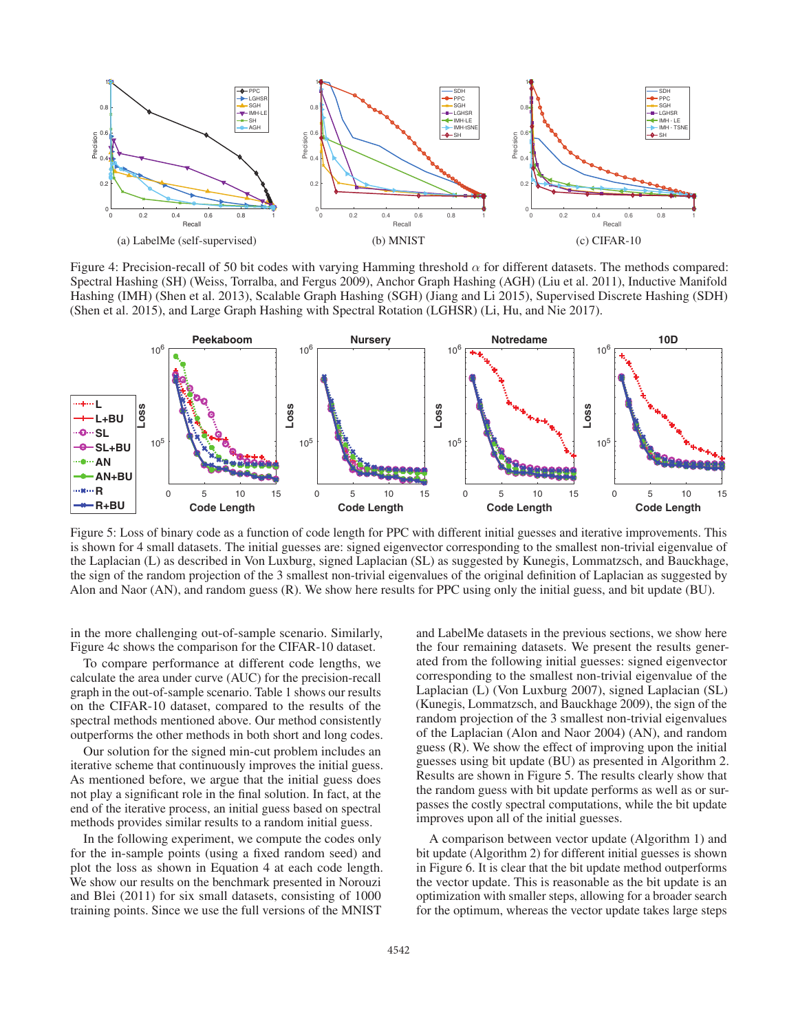Figure 4: Precision-recall of 50 bit codes with varying Hamming threshold $\alpha$ for different datasets. The methods compared: Spectral Hashing (SH) (Weiss, Torralba, and Fergus 2009), Anchor Graph Hashing (AGH) (Liu et al. 2011), Inductive Manifold Hashing (IMH) (Shen et al. 2013), Scalable Graph Hashing (SGH) (Jiang and Li 2015), Supervised Discrete Hashing (SDH) (Shen et al. 2015), and Large Graph Hashing with Spectral Rotation (LGHSR) (Li, Hu, and Nie 2017).

Figure 5: Loss of binary code as a function of code length for PPC with different initial guesses and iterative improvements. This is shown for 4 small datasets. The initial guesses are: signed eigenvector corresponding to the smallest non-trivial eigenvalue of the Laplacian (L) as described in Von Luxburg, signed Laplacian (SL) as suggested by Kunegis, Lommatzsch, and Bauckhage, the sign of the random projection of the 3 smallest non-trivial eigenvalues of the original definition of Laplacian as suggested by Alon and Naor (AN), and random guess (R). We show here results for PPC using only the initial guess, and bit update (BU).

in the more challenging out-of-sample scenario. Similarly, Figure 4c shows the comparison for the CIFAR-10 dataset.

To compare performance at different code lengths, we calculate the area under curve (AUC) for the precision-recall graph in the out-of-sample scenario. Table 1 shows our results on the CIFAR-10 dataset, compared to the results of the spectral methods mentioned above. Our method consistently outperforms the other methods in both short and long codes.

Our solution for the signed min-cut problem includes an iterative scheme that continuously improves the initial guess. As mentioned before, we argue that the initial guess does not play a significant role in the final solution. In fact, at the end of the iterative process, an initial guess based on spectral methods provides similar results to a random initial guess.

In the following experiment, we compute the codes only for the in-sample points (using a fixed random seed) and plot the loss as shown in Equation 4 at each code length. We show our results on the benchmark presented in Norouzi and Blei (2011) for six small datasets, consisting of 1000 training points. Since we use the full versions of the MNIST and LabelMe datasets in the previous sections, we show here the four remaining datasets. We present the results generated from the following initial guesses: signed eigenvector corresponding to the smallest non-trivial eigenvalue of the Laplacian (L) (Von Luxburg 2007), signed Laplacian (SL) (Kunegis, Lommatzsch, and Bauckhage 2009), the sign of the random projection of the 3 smallest non-trivial eigenvalues of the Laplacian (Alon and Naor 2004) (AN), and random guess (R). We show the effect of improving upon the initial guesses using bit update (BU) as presented in Algorithm 2. Results are shown in Figure 5. The results clearly show that the random guess with bit update performs as well as or surpasses the costly spectral computations, while the bit update improves upon all of the initial guesses.

A comparison between vector update (Algorithm 1) and bit update (Algorithm 2) for different initial guesses is shown in Figure 6. It is clear that the bit update method outperforms the vector update. This is reasonable as the bit update is an optimization with smaller steps, allowing for a broader search for the optimum, whereas the vector update takes large steps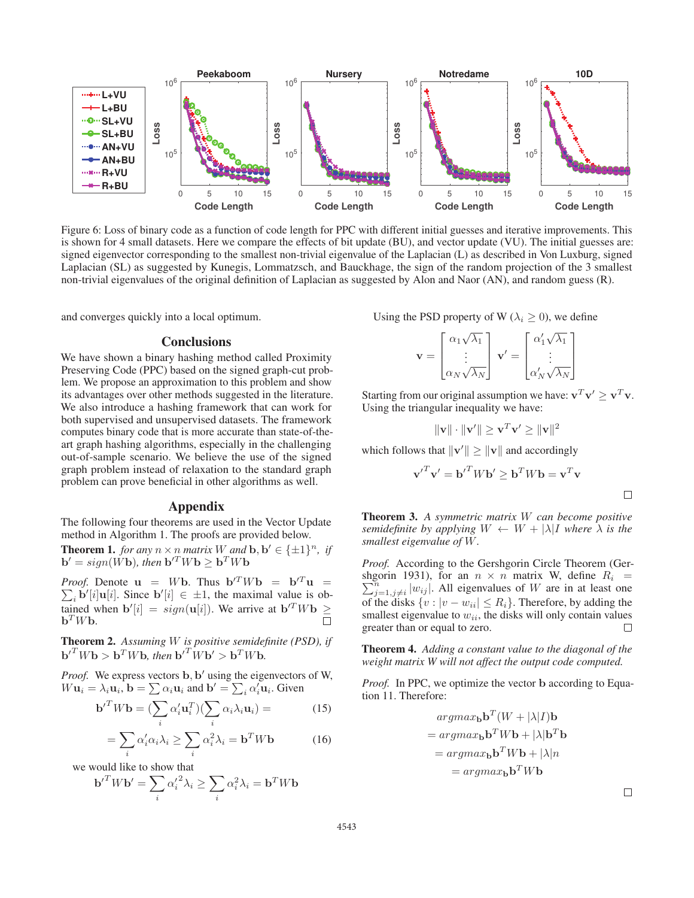Figure 6: Loss of binary code as a function of code length for PPC with different initial guesses and iterative improvements. This is shown for 4 small datasets. Here we compare the effects of bit update (BU), and vector update (VU). The initial guesses are: signed eigenvector corresponding to the smallest non-trivial eigenvalue of the Laplacian (L) as described in Von Luxburg, signed Laplacian (SL) as suggested by Kunegis, Lommatzsch, and Bauckhage, the sign of the random projection of the 3 smallest non-trivial eigenvalues of the original definition of Laplacian as suggested by Alon and Naor (AN), and random guess (R).

and converges quickly into a local optimum.

## Conclusions

We have shown a binary hashing method called Proximity Preserving Code (PPC) based on the signed graph-cut problem. We propose an approximation to this problem and show its advantages over other methods suggested in the literature. We also introduce a hashing framework that can work for both supervised and unsupervised datasets. The framework computes binary code that is more accurate than state-of-the-art graph hashing algorithms, especially in the challenging out-of-sample scenario. We believe the use of the signed graph problem instead of relaxation to the standard graph problem can prove beneficial in other algorithms as well.

## Appendix

The following four theorems are used in the Vector Update method in Algorithm 1. The proofs are provided below.

**Theorem 1.** *for any $n \times n$ matrix $W$ and $\mathbf{b}, \mathbf{b}' \in \{\pm 1\}^n$, if $\mathbf{b}' = sign(W\mathbf{b})$, then $\mathbf{b}'^T W\mathbf{b} \geq \mathbf{b}^T W\mathbf{b}$*

*Proof.* Denote $\mathbf{u} = W\mathbf{b}$. Thus $\mathbf{b}'^T W\mathbf{b} = \mathbf{b}'^T\mathbf{u} = \sum_i \mathbf{b}'[i]\mathbf{u}[i]$. Since $\mathbf{b}'[i] \in \pm 1$, the maximal value is obtained when $\mathbf{b}'[i] = sign(\mathbf{u}[i])$. We arrive at $\mathbf{b}'^T W\mathbf{b} \geq \mathbf{b}^T W\mathbf{b}$. □

**Theorem 2.** *Assuming $W$ is positive semidefinite (PSD), if $\mathbf{b}'^T W\mathbf{b} > \mathbf{b}^T W\mathbf{b}$, then $\mathbf{b}'^T W\mathbf{b}' > \mathbf{b}^T W\mathbf{b}$.*

*Proof.* We express vectors $\mathbf{b}, \mathbf{b}'$ using the eigenvectors of W, $W\mathbf{u}_i = \lambda_i\mathbf{u}_i$, $\mathbf{b} = \sum \alpha_i\mathbf{u}_i$ and $\mathbf{b}' = \sum_i \alpha'_i\mathbf{u}_i$. Given

$$\mathbf{b}'^T W\mathbf{b} = (\sum_i \alpha'_i\mathbf{u}_i^T)(\sum_i \alpha_i\lambda_i\mathbf{u}_i) = \tag{15}$$

$$= \sum_i \alpha'_i\alpha_i\lambda_i \geq \sum_i \alpha_i^2\lambda_i = \mathbf{b}^T W\mathbf{b} \tag{16}$$

we would like to show that

$$\mathbf{b}'^T W\mathbf{b}' = \sum_i \alpha_i'^2\lambda_i \geq \sum_i \alpha_i^2\lambda_i = \mathbf{b}^T W\mathbf{b}$$

Using the PSD property of W ($\lambda_i \geq 0$), we define

$$\mathbf{v} = \begin{bmatrix} \alpha_1\sqrt{\lambda_1} \\ \vdots \\ \alpha_N\sqrt{\lambda_N} \end{bmatrix} \quad \mathbf{v}' = \begin{bmatrix} \alpha'_1\sqrt{\lambda_1} \\ \vdots \\ \alpha'_N\sqrt{\lambda_N} \end{bmatrix}$$

Starting from our original assumption we have: $\mathbf{v}^T\mathbf{v}' \geq \mathbf{v}^T\mathbf{v}$. Using the triangular inequality we have:

$$\|\mathbf{v}\| \cdot \|\mathbf{v}'\| \geq \mathbf{v}^T\mathbf{v}' \geq \|\mathbf{v}\|^2$$

which follows that $\|\mathbf{v}'\| \geq \|\mathbf{v}\|$ and accordingly

$$\mathbf{v}'^T\mathbf{v}' = \mathbf{b}'^T W\mathbf{b}' \geq \mathbf{b}^T W\mathbf{b} = \mathbf{v}^T\mathbf{v}$$

□

**Theorem 3.** *A symmetric matrix $W$ can become positive semidefinite by applying $W \leftarrow W + |\lambda| I$ where $\lambda$ is the smallest eigenvalue of $W$.*

*Proof.* According to the Gershgorin Circle Theorem (Gershgorin 1931), for an $n \times n$ matrix W, define $R_i = \sum_{j=1, j\neq i}^{n} |w_{ij}|$. All eigenvalues of $W$ are in at least one of the disks $\{v : |v - w_{ii}| \leq R_i\}$. Therefore, by adding the smallest eigenvalue to $w_{ii}$, the disks will only contain values greater than or equal to zero. □

**Theorem 4.** *Adding a constant value to the diagonal of the weight matrix W will not affect the output code computed.*

*Proof.* In PPC, we optimize the vector $\mathbf{b}$ according to Equation 11. Therefore:

$$\begin{aligned} & argmax_{\mathbf{b}}\mathbf{b}^T(W + |\lambda| I)\mathbf{b} \\ &= argmax_{\mathbf{b}}\mathbf{b}^T W\mathbf{b} + |\lambda|\mathbf{b}^T\mathbf{b} \\ &= argmax_{\mathbf{b}}\mathbf{b}^T W\mathbf{b} + |\lambda| n \\ &= argmax_{\mathbf{b}}\mathbf{b}^T W\mathbf{b} \end{aligned}$$

□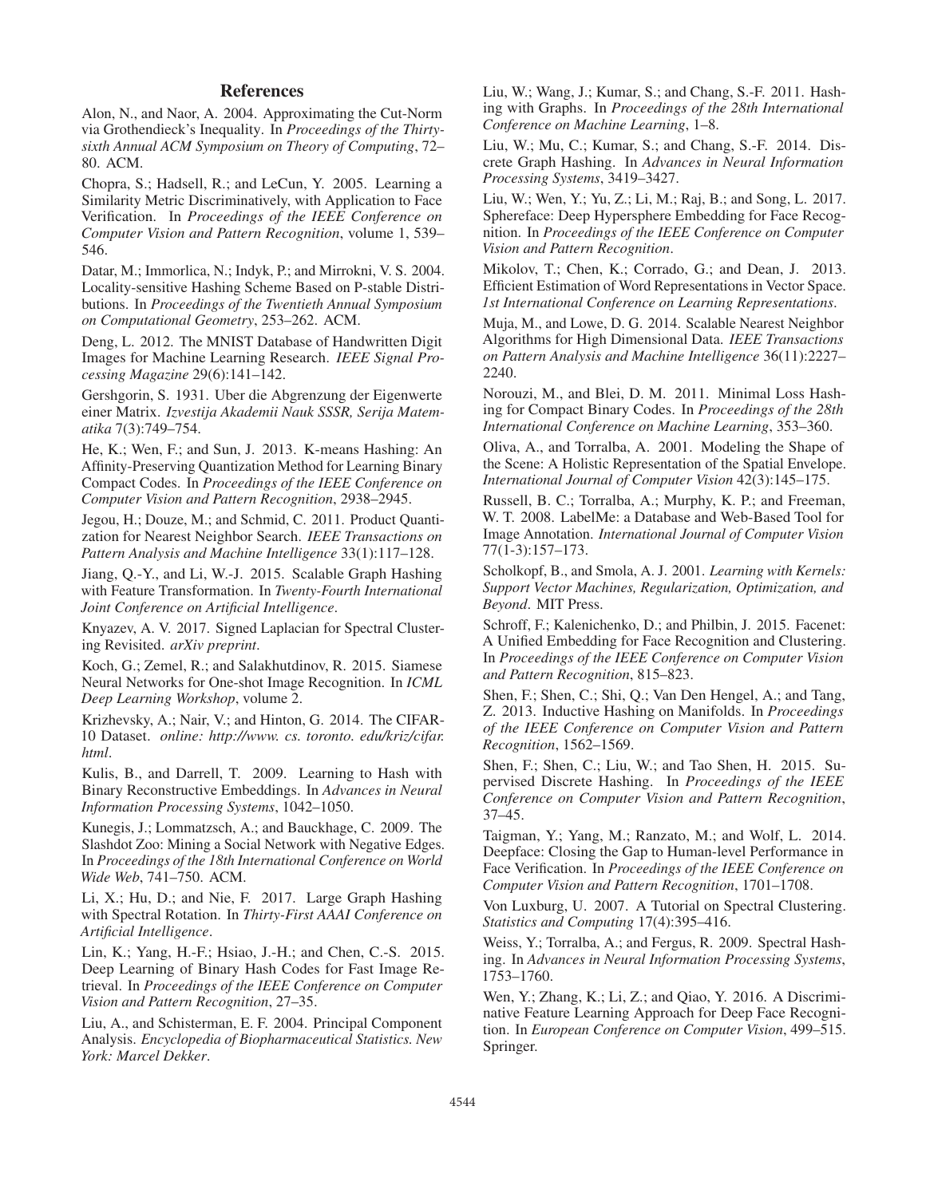## References

Alon, N., and Naor, A. 2004. Approximating the Cut-Norm via Grothendieck's Inequality. In *Proceedings of the Thirty-sixth Annual ACM Symposium on Theory of Computing*, 72–80. ACM.

Chopra, S.; Hadsell, R.; and LeCun, Y. 2005. Learning a Similarity Metric Discriminatively, with Application to Face Verification. In *Proceedings of the IEEE Conference on Computer Vision and Pattern Recognition*, volume 1, 539–546.

Datar, M.; Immorlica, N.; Indyk, P.; and Mirrokni, V. S. 2004. Locality-sensitive Hashing Scheme Based on P-stable Distributions. In *Proceedings of the Twentieth Annual Symposium on Computational Geometry*, 253–262. ACM.

Deng, L. 2012. The MNIST Database of Handwritten Digit Images for Machine Learning Research. *IEEE Signal Processing Magazine* 29(6):141–142.

Gershgorin, S. 1931. Uber die Abgrenzung der Eigenwerte einer Matrix. *Izvestija Akademii Nauk SSSR, Serija Matematika* 7(3):749–754.

He, K.; Wen, F.; and Sun, J. 2013. K-means Hashing: An Affinity-Preserving Quantization Method for Learning Binary Compact Codes. In *Proceedings of the IEEE Conference on Computer Vision and Pattern Recognition*, 2938–2945.

Jegou, H.; Douze, M.; and Schmid, C. 2011. Product Quantization for Nearest Neighbor Search. *IEEE Transactions on Pattern Analysis and Machine Intelligence* 33(1):117–128.

Jiang, Q.-Y., and Li, W.-J. 2015. Scalable Graph Hashing with Feature Transformation. In *Twenty-Fourth International Joint Conference on Artificial Intelligence*.

Knyazev, A. V. 2017. Signed Laplacian for Spectral Clustering Revisited. *arXiv preprint*.

Koch, G.; Zemel, R.; and Salakhutdinov, R. 2015. Siamese Neural Networks for One-shot Image Recognition. In *ICML Deep Learning Workshop*, volume 2.

Krizhevsky, A.; Nair, V.; and Hinton, G. 2014. The CIFAR-10 Dataset. *online: http://www. cs. toronto. edu/kriz/cifar. html*.

Kulis, B., and Darrell, T. 2009. Learning to Hash with Binary Reconstructive Embeddings. In *Advances in Neural Information Processing Systems*, 1042–1050.

Kunegis, J.; Lommatzsch, A.; and Bauckhage, C. 2009. The Slashdot Zoo: Mining a Social Network with Negative Edges. In *Proceedings of the 18th International Conference on World Wide Web*, 741–750. ACM.

Li, X.; Hu, D.; and Nie, F. 2017. Large Graph Hashing with Spectral Rotation. In *Thirty-First AAAI Conference on Artificial Intelligence*.

Lin, K.; Yang, H.-F.; Hsiao, J.-H.; and Chen, C.-S. 2015. Deep Learning of Binary Hash Codes for Fast Image Retrieval. In *Proceedings of the IEEE Conference on Computer Vision and Pattern Recognition*, 27–35.

Liu, A., and Schisterman, E. F. 2004. Principal Component Analysis. *Encyclopedia of Biopharmaceutical Statistics. New York: Marcel Dekker*.

Liu, W.; Wang, J.; Kumar, S.; and Chang, S.-F. 2011. Hashing with Graphs. In *Proceedings of the 28th International Conference on Machine Learning*, 1–8.

Liu, W.; Mu, C.; Kumar, S.; and Chang, S.-F. 2014. Discrete Graph Hashing. In *Advances in Neural Information Processing Systems*, 3419–3427.

Liu, W.; Wen, Y.; Yu, Z.; Li, M.; Raj, B.; and Song, L. 2017. Sphereface: Deep Hypersphere Embedding for Face Recognition. In *Proceedings of the IEEE Conference on Computer Vision and Pattern Recognition*.

Mikolov, T.; Chen, K.; Corrado, G.; and Dean, J. 2013. Efficient Estimation of Word Representations in Vector Space. *1st International Conference on Learning Representations*.

Muja, M., and Lowe, D. G. 2014. Scalable Nearest Neighbor Algorithms for High Dimensional Data. *IEEE Transactions on Pattern Analysis and Machine Intelligence* 36(11):2227–2240.

Norouzi, M., and Blei, D. M. 2011. Minimal Loss Hashing for Compact Binary Codes. In *Proceedings of the 28th International Conference on Machine Learning*, 353–360.

Oliva, A., and Torralba, A. 2001. Modeling the Shape of the Scene: A Holistic Representation of the Spatial Envelope. *International Journal of Computer Vision* 42(3):145–175.

Russell, B. C.; Torralba, A.; Murphy, K. P.; and Freeman, W. T. 2008. LabelMe: a Database and Web-Based Tool for Image Annotation. *International Journal of Computer Vision* 77(1-3):157–173.

Scholkopf, B., and Smola, A. J. 2001. *Learning with Kernels: Support Vector Machines, Regularization, Optimization, and Beyond*. MIT Press.

Schroff, F.; Kalenichenko, D.; and Philbin, J. 2015. Facenet: A Unified Embedding for Face Recognition and Clustering. In *Proceedings of the IEEE Conference on Computer Vision and Pattern Recognition*, 815–823.

Shen, F.; Shen, C.; Shi, Q.; Van Den Hengel, A.; and Tang, Z. 2013. Inductive Hashing on Manifolds. In *Proceedings of the IEEE Conference on Computer Vision and Pattern Recognition*, 1562–1569.

Shen, F.; Shen, C.; Liu, W.; and Tao Shen, H. 2015. Supervised Discrete Hashing. In *Proceedings of the IEEE Conference on Computer Vision and Pattern Recognition*, 37–45.

Taigman, Y.; Yang, M.; Ranzato, M.; and Wolf, L. 2014. Deepface: Closing the Gap to Human-level Performance in Face Verification. In *Proceedings of the IEEE Conference on Computer Vision and Pattern Recognition*, 1701–1708.

Von Luxburg, U. 2007. A Tutorial on Spectral Clustering. *Statistics and Computing* 17(4):395–416.

Weiss, Y.; Torralba, A.; and Fergus, R. 2009. Spectral Hashing. In *Advances in Neural Information Processing Systems*, 1753–1760.

Wen, Y.; Zhang, K.; Li, Z.; and Qiao, Y. 2016. A Discriminative Feature Learning Approach for Deep Face Recognition. In *European Conference on Computer Vision*, 499–515. Springer.